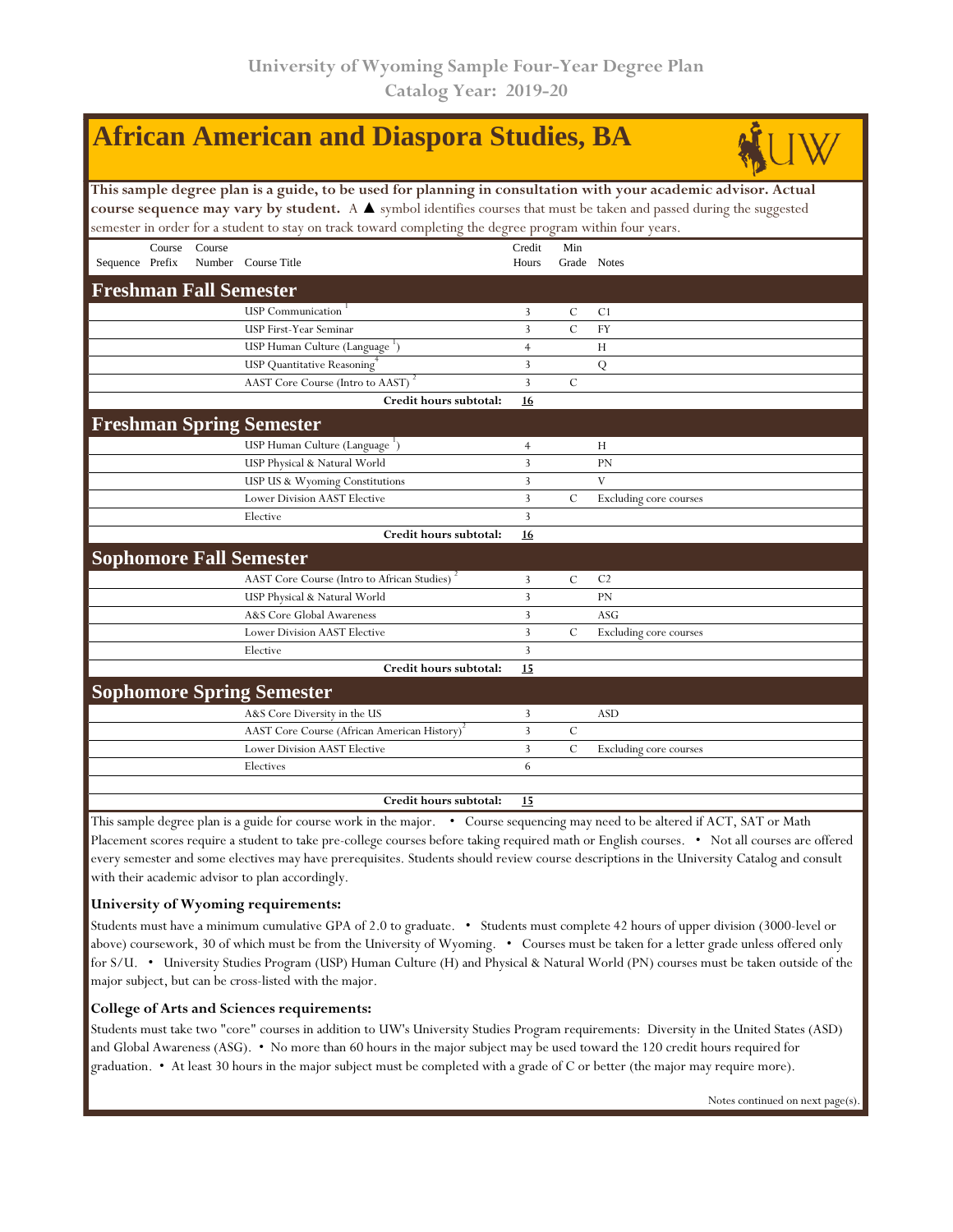University of Wyoming Sample Four-Year Degree Plan
Catalog Year: 2019-20

# African American and Diaspora Studies, BA

**This sample degree plan is a guide, to be used for planning in consultation with your academic advisor. Actual course sequence may vary by student.** A ▲ symbol identifies courses that must be taken and passed during the suggested semester in order for a student to stay on track toward completing the degree program within four years.

| Sequence | Course Prefix | Course Number | Course Title | Credit Hours | Min Grade | Notes |
|---|---|---|---|---|---|---|
| **Freshman Fall Semester** | | | | | | |
| | | | USP Communication [1] | 3 | C | C1 |
| | | | USP First-Year Seminar | 3 | C | FY |
| | | | USP Human Culture (Language [1]) | 4 | | H |
| | | | USP Quantitative Reasoning [4] | 3 | | Q |
| | | | AAST Core Course (Intro to AAST) [2] | 3 | C | |
| | | | **Credit hours subtotal:** | **16** | | |
| **Freshman Spring Semester** | | | | | | |
| | | | USP Human Culture (Language [1]) | 4 | | H |
| | | | USP Physical & Natural World | 3 | | PN |
| | | | USP US & Wyoming Constitutions | 3 | | V |
| | | | Lower Division AAST Elective | 3 | C | Excluding core courses |
| | | | Elective | 3 | | |
| | | | **Credit hours subtotal:** | **16** | | |
| **Sophomore Fall Semester** | | | | | | |
| | | | AAST Core Course (Intro to African Studies) [2] | 3 | C | C2 |
| | | | USP Physical & Natural World | 3 | | PN |
| | | | A&S Core Global Awareness | 3 | | ASG |
| | | | Lower Division AAST Elective | 3 | C | Excluding core courses |
| | | | Elective | 3 | | |
| | | | **Credit hours subtotal:** | **15** | | |
| **Sophomore Spring Semester** | | | | | | |
| | | | A&S Core Diversity in the US | 3 | | ASD |
| | | | AAST Core Course (African American History) [2] | 3 | C | |
| | | | Lower Division AAST Elective | 3 | C | Excluding core courses |
| | | | Electives | 6 | | |
| | | | | | | |
| | | | **Credit hours subtotal:** | **15** | | |

This sample degree plan is a guide for course work in the major. • Course sequencing may need to be altered if ACT, SAT or Math Placement scores require a student to take pre-college courses before taking required math or English courses. • Not all courses are offered every semester and some electives may have prerequisites. Students should review course descriptions in the University Catalog and consult with their academic advisor to plan accordingly.

**University of Wyoming requirements:**

Students must have a minimum cumulative GPA of 2.0 to graduate. • Students must complete 42 hours of upper division (3000-level or above) coursework, 30 of which must be from the University of Wyoming. • Courses must be taken for a letter grade unless offered only for S/U. • University Studies Program (USP) Human Culture (H) and Physical & Natural World (PN) courses must be taken outside of the major subject, but can be cross-listed with the major.

**College of Arts and Sciences requirements:**

Students must take two "core" courses in addition to UW's University Studies Program requirements: Diversity in the United States (ASD) and Global Awareness (ASG). • No more than 60 hours in the major subject may be used toward the 120 credit hours required for graduation. • At least 30 hours in the major subject must be completed with a grade of C or better (the major may require more).

Notes continued on next page(s).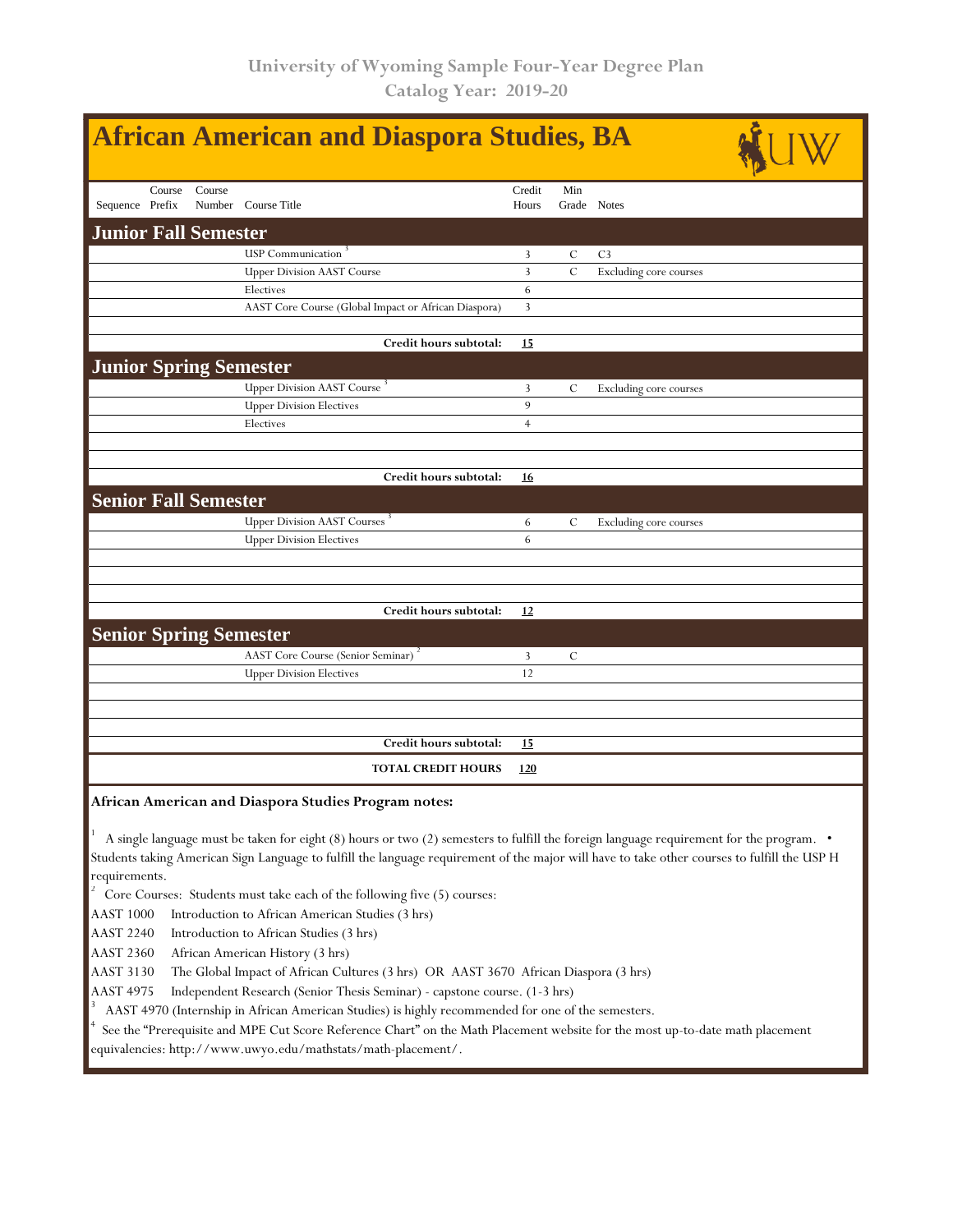University of Wyoming Sample Four-Year Degree Plan
Catalog Year: 2019-20

# African American and Diaspora Studies, BA

| Sequence | Course Prefix | Course Number | Course Title | Credit Hours | Min Grade | Notes |
|---|---|---|---|---|---|---|
| **Junior Fall Semester** | | | | | | |
| | | | USP Communication [3] | 3 | C | C3 |
| | | | Upper Division AAST Course | 3 | C | Excluding core courses |
| | | | Electives | 6 | | |
| | | | AAST Core Course (Global Impact or African Diaspora) | 3 | | |
| | | | **Credit hours subtotal:** | **15** | | |
| **Junior Spring Semester** | | | | | | |
| | | | Upper Division AAST Course [3] | 3 | C | Excluding core courses |
| | | | Upper Division Electives | 9 | | |
| | | | Electives | 4 | | |
| | | | **Credit hours subtotal:** | **16** | | |
| **Senior Fall Semester** | | | | | | |
| | | | Upper Division AAST Courses [3] | 6 | C | Excluding core courses |
| | | | Upper Division Electives | 6 | | |
| | | | **Credit hours subtotal:** | **12** | | |
| **Senior Spring Semester** | | | | | | |
| | | | AAST Core Course (Senior Seminar) [2] | 3 | C | |
| | | | Upper Division Electives | 12 | | |
| | | | **Credit hours subtotal:** | **15** | | |
| | | | **TOTAL CREDIT HOURS** | **120** | | |

**African American and Diaspora Studies Program notes:**

[1] A single language must be taken for eight (8) hours or two (2) semesters to fulfill the foreign language requirement for the program. • Students taking American Sign Language to fulfill the language requirement of the major will have to take other courses to fulfill the USP H requirements.

[2] Core Courses: Students must take each of the following five (5) courses:

AAST 1000 Introduction to African American Studies (3 hrs)
AAST 2240 Introduction to African Studies (3 hrs)
AAST 2360 African American History (3 hrs)
AAST 3130 The Global Impact of African Cultures (3 hrs) OR AAST 3670 African Diaspora (3 hrs)
AAST 4975 Independent Research (Senior Thesis Seminar) - capstone course. (1-3 hrs)

[3] AAST 4970 (Internship in African American Studies) is highly recommended for one of the semesters.

[4] See the "Prerequisite and MPE Cut Score Reference Chart" on the Math Placement website for the most up-to-date math placement equivalencies: http://www.uwyo.edu/mathstats/math-placement/.